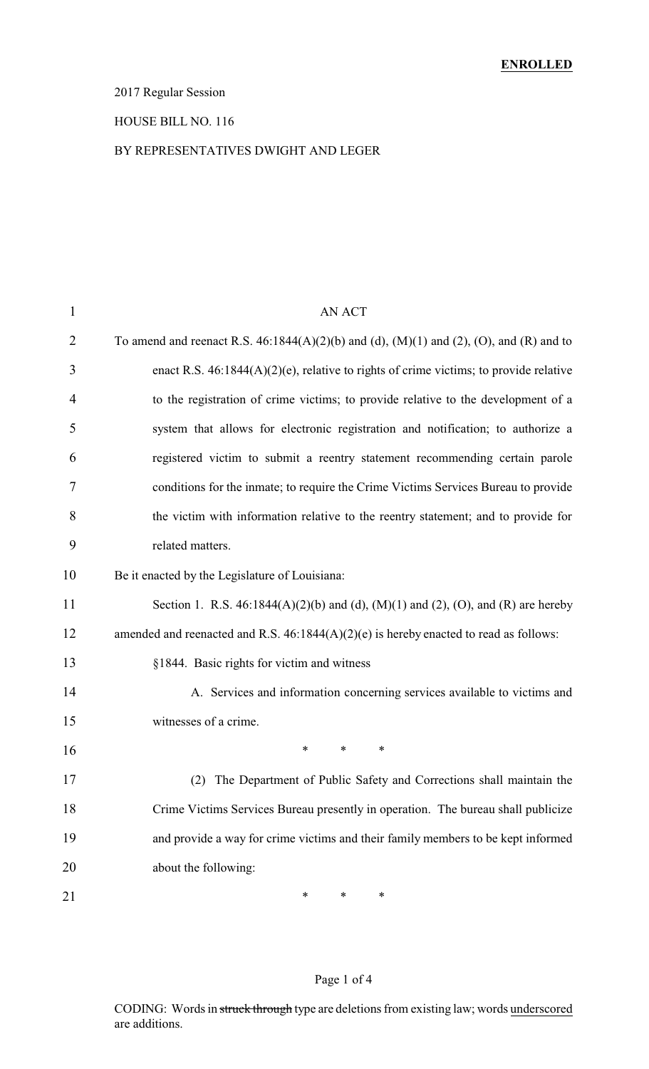**ENROLLED**

2017 Regular Session

HOUSE BILL NO. 116

BY REPRESENTATIVES DWIGHT AND LEGER

AN ACT

To amend and reenact R.S. 46:1844(A)(2)(b) and (d), (M)(1) and (2), (O), and (R) and to enact R.S. 46:1844(A)(2)(e), relative to rights of crime victims; to provide relative to the registration of crime victims; to provide relative to the development of a system that allows for electronic registration and notification; to authorize a registered victim to submit a reentry statement recommending certain parole conditions for the inmate; to require the Crime Victims Services Bureau to provide the victim with information relative to the reentry statement; and to provide for related matters.

Be it enacted by the Legislature of Louisiana:

Section 1. R.S. 46:1844(A)(2)(b) and (d), (M)(1) and (2), (O), and (R) are hereby amended and reenacted and R.S. 46:1844(A)(2)(e) is hereby enacted to read as follows:

§1844. Basic rights for victim and witness

A. Services and information concerning services available to victims and witnesses of a crime.

\* \* \*

(2) The Department of Public Safety and Corrections shall maintain the Crime Victims Services Bureau presently in operation. The bureau shall publicize and provide a way for crime victims and their family members to be kept informed about the following:

\* \* \*

CODING: Words in ~~struck through~~ type are deletions from existing law; words underscored are additions.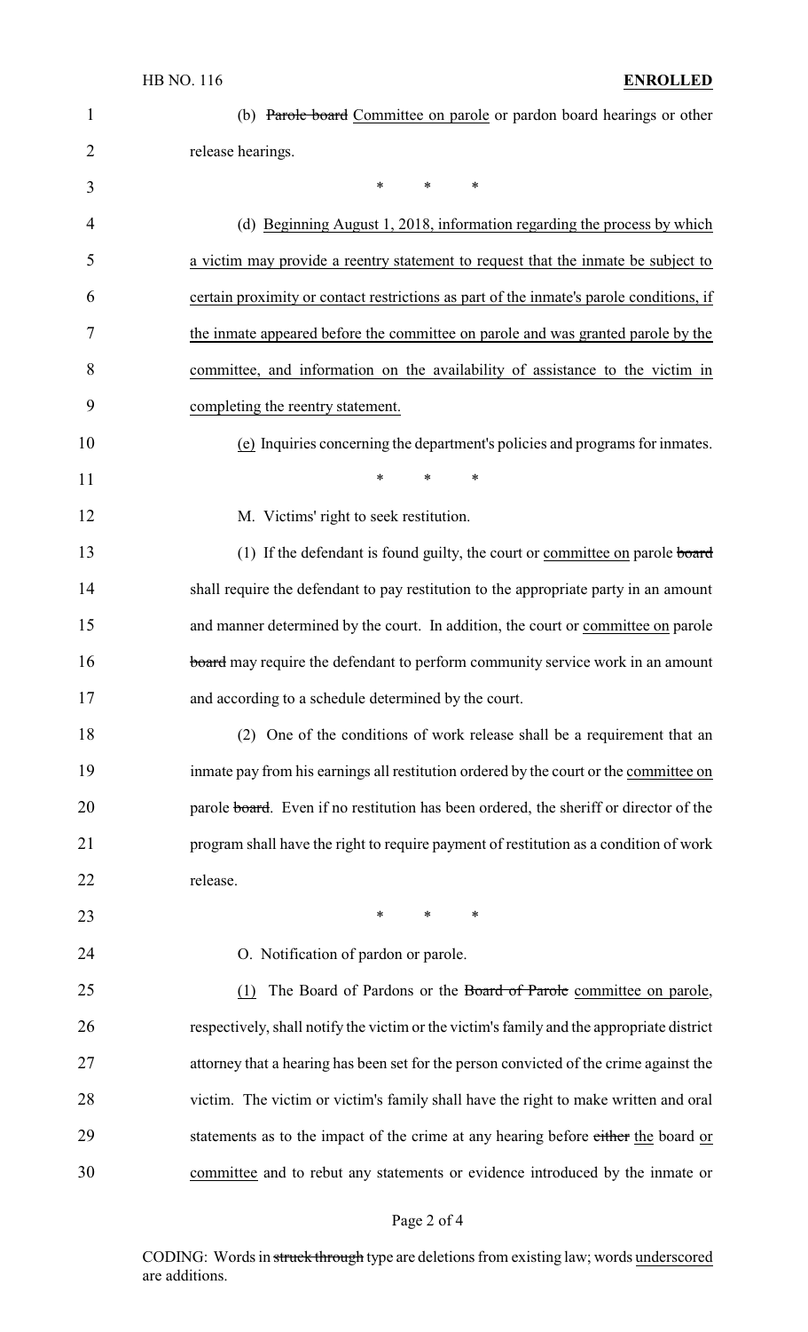(b) ~~Parole board~~ Committee on parole or pardon board hearings or other release hearings.

\* \* \*

(d) Beginning August 1, 2018, information regarding the process by which a victim may provide a reentry statement to request that the inmate be subject to certain proximity or contact restrictions as part of the inmate's parole conditions, if the inmate appeared before the committee on parole and was granted parole by the committee, and information on the availability of assistance to the victim in completing the reentry statement.

(e) Inquiries concerning the department's policies and programs for inmates.

\* \* \*

M. Victims' right to seek restitution.

(1) If the defendant is found guilty, the court or committee on parole ~~board~~ shall require the defendant to pay restitution to the appropriate party in an amount and manner determined by the court. In addition, the court or committee on parole ~~board~~ may require the defendant to perform community service work in an amount and according to a schedule determined by the court.

(2) One of the conditions of work release shall be a requirement that an inmate pay from his earnings all restitution ordered by the court or the committee on parole ~~board~~. Even if no restitution has been ordered, the sheriff or director of the program shall have the right to require payment of restitution as a condition of work release.

\* \* \*

O. Notification of pardon or parole.

(1) The Board of Pardons or the ~~Board of Parole~~ committee on parole, respectively, shall notify the victim or the victim's family and the appropriate district attorney that a hearing has been set for the person convicted of the crime against the victim. The victim or victim's family shall have the right to make written and oral statements as to the impact of the crime at any hearing before ~~either~~ the board or committee and to rebut any statements or evidence introduced by the inmate or

CODING: Words in ~~struck through~~ type are deletions from existing law; words underscored are additions.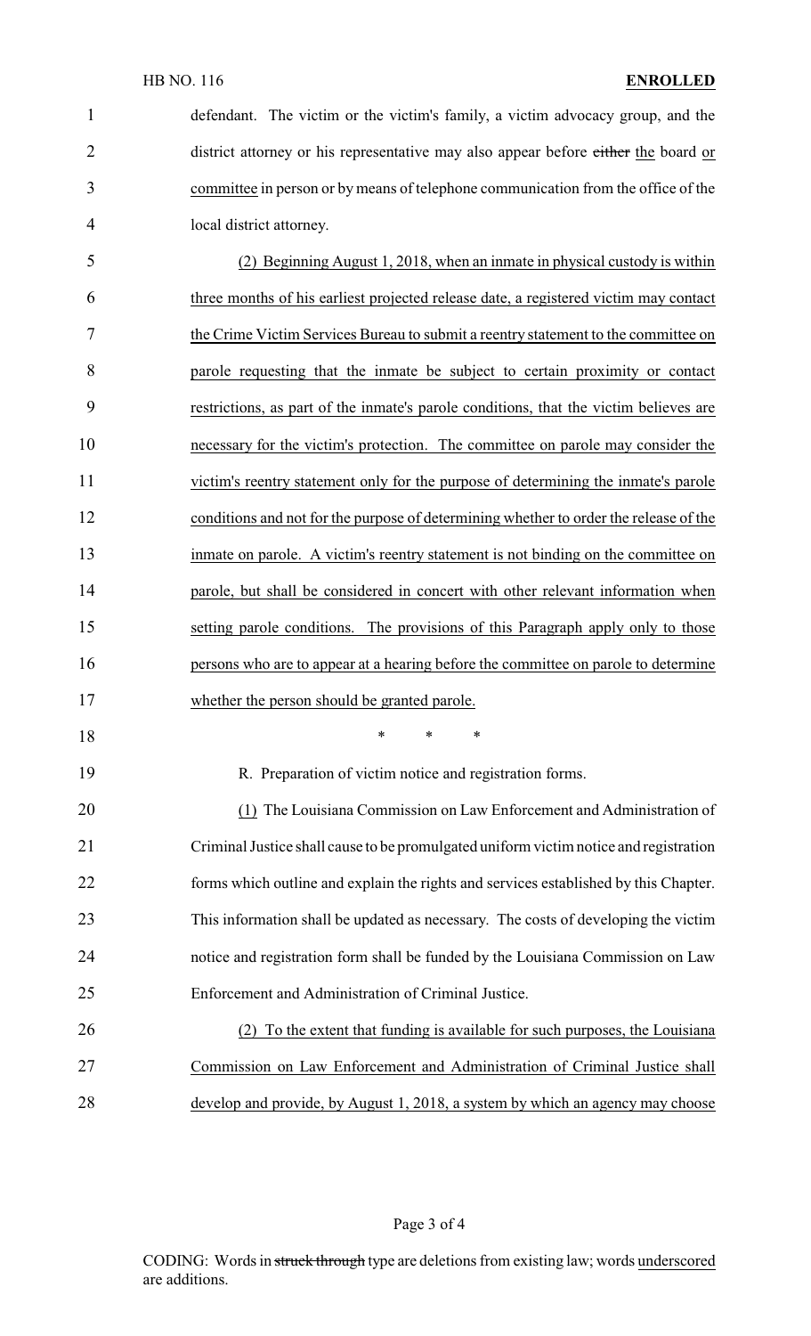defendant. The victim or the victim's family, a victim advocacy group, and the district attorney or his representative may also appear before ~~either~~ the board or committee in person or by means of telephone communication from the office of the local district attorney.

(2) Beginning August 1, 2018, when an inmate in physical custody is within three months of his earliest projected release date, a registered victim may contact the Crime Victim Services Bureau to submit a reentry statement to the committee on parole requesting that the inmate be subject to certain proximity or contact restrictions, as part of the inmate's parole conditions, that the victim believes are necessary for the victim's protection. The committee on parole may consider the victim's reentry statement only for the purpose of determining the inmate's parole conditions and not for the purpose of determining whether to order the release of the inmate on parole. A victim's reentry statement is not binding on the committee on parole, but shall be considered in concert with other relevant information when setting parole conditions. The provisions of this Paragraph apply only to those persons who are to appear at a hearing before the committee on parole to determine whether the person should be granted parole.

\* \* \*

R. Preparation of victim notice and registration forms.

(1) The Louisiana Commission on Law Enforcement and Administration of Criminal Justice shall cause to be promulgated uniform victim notice and registration forms which outline and explain the rights and services established by this Chapter. This information shall be updated as necessary. The costs of developing the victim notice and registration form shall be funded by the Louisiana Commission on Law Enforcement and Administration of Criminal Justice.

(2) To the extent that funding is available for such purposes, the Louisiana Commission on Law Enforcement and Administration of Criminal Justice shall develop and provide, by August 1, 2018, a system by which an agency may choose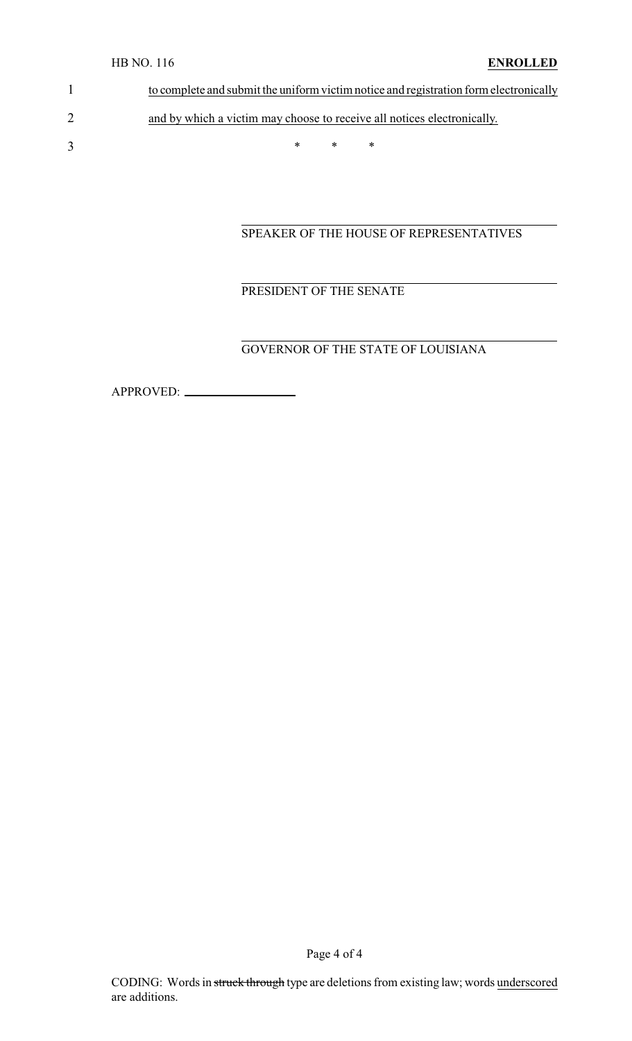<u>to complete and submit the uniform victim notice and registration form electronically and by which a victim may choose to receive all notices electronically.</u>

\* \* \*

SPEAKER OF THE HOUSE OF REPRESENTATIVES

PRESIDENT OF THE SENATE

GOVERNOR OF THE STATE OF LOUISIANA

APPROVED: \_\_\_\_\_\_\_\_\_\_\_\_\_\_\_\_\_\_

CODING: Words in ~~struck through~~ type are deletions from existing law; words <u>underscored</u> are additions.